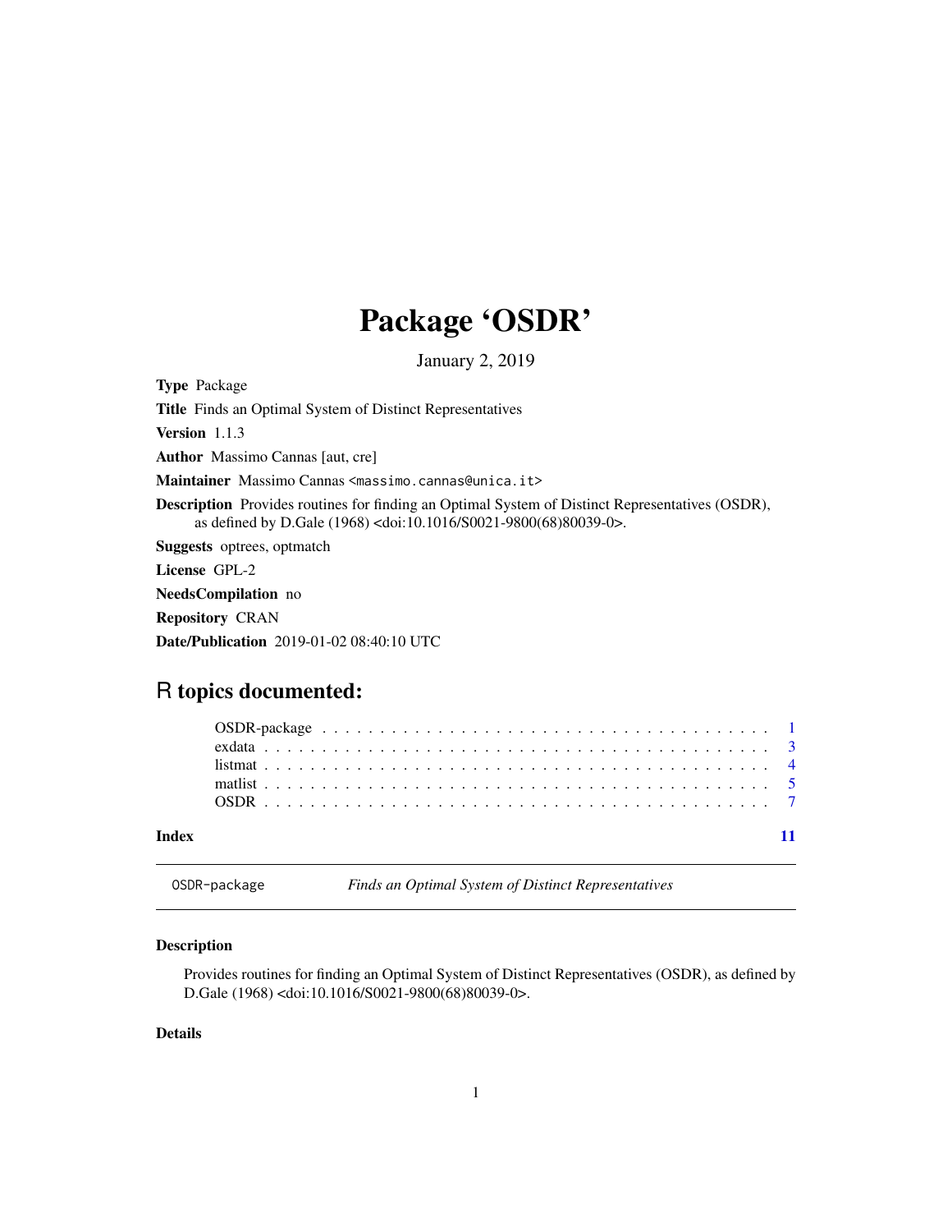# Package 'OSDR'

January 2, 2019

**Type** Package

**Title** Finds an Optimal System of Distinct Representatives

**Version** 1.1.3

**Author** Massimo Cannas [aut, cre]

**Maintainer** Massimo Cannas <massimo.cannas@unica.it>

**Description** Provides routines for finding an Optimal System of Distinct Representatives (OSDR), as defined by D.Gale (1968) <doi:10.1016/S0021-9800(68)80039-0>.

**Suggests** optrees, optmatch

**License** GPL-2

**NeedsCompilation** no

**Repository** CRAN

**Date/Publication** 2019-01-02 08:40:10 UTC

## R topics documented:

| | |
|---|---|
| OSDR-package | 1 |
| exdata | 3 |
| listmat | 4 |
| matlist | 5 |
| OSDR | 7 |
| **Index** | **11** |

---

`OSDR-package` *Finds an Optimal System of Distinct Representatives*

---

### Description

Provides routines for finding an Optimal System of Distinct Representatives (OSDR), as defined by D.Gale (1968) <doi:10.1016/S0021-9800(68)80039-0>.

### Details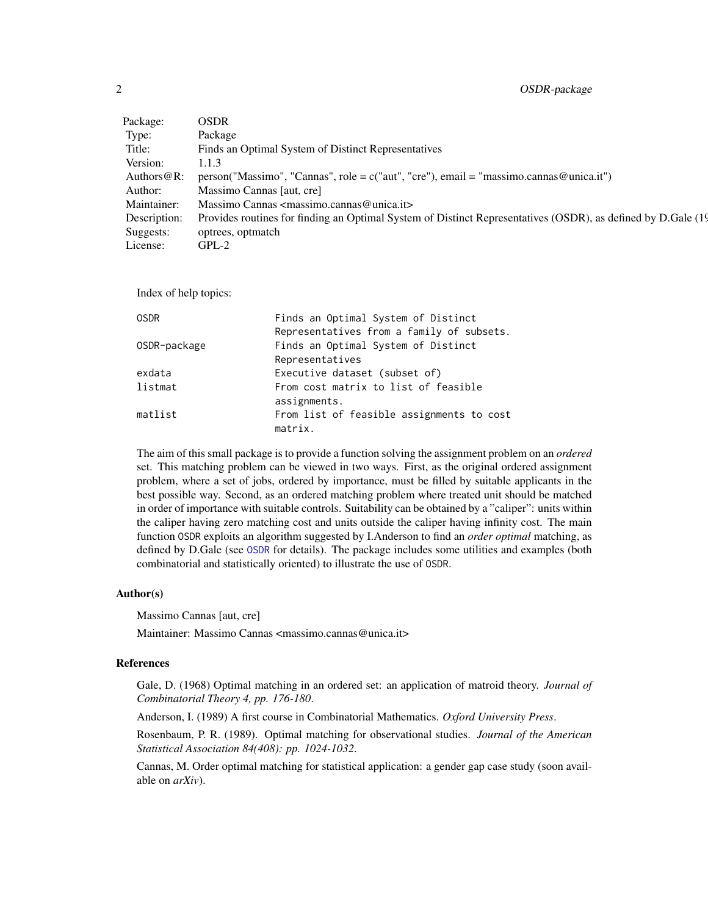| | |
|---|---|
| Package: | OSDR |
| Type: | Package |
| Title: | Finds an Optimal System of Distinct Representatives |
| Version: | 1.1.3 |
| Authors@R: | person("Massimo", "Cannas", role = c("aut", "cre"), email = "massimo.cannas@unica.it") |
| Author: | Massimo Cannas [aut, cre] |
| Maintainer: | Massimo Cannas <massimo.cannas@unica.it> |
| Description: | Provides routines for finding an Optimal System of Distinct Representatives (OSDR), as defined by D.Gale (19 |
| Suggests: | optrees, optmatch |
| License: | GPL-2 |

Index of help topics:

```
OSDR                    Finds an Optimal System of Distinct
                        Representatives from a family of subsets.
OSDR-package            Finds an Optimal System of Distinct
                        Representatives
exdata                  Executive dataset (subset of)
listmat                 From cost matrix to list of feasible
                        assignments.
matlist                 From list of feasible assignments to cost
                        matrix.
```

The aim of this small package is to provide a function solving the assignment problem on an *ordered* set. This matching problem can be viewed in two ways. First, as the original ordered assignment problem, where a set of jobs, ordered by importance, must be filled by suitable applicants in the best possible way. Second, as an ordered matching problem where treated unit should be matched in order of importance with suitable controls. Suitability can be obtained by a "caliper": units within the caliper having zero matching cost and units outside the caliper having infinity cost. The main function OSDR exploits an algorithm suggested by I.Anderson to find an *order optimal* matching, as defined by D.Gale (see OSDR for details). The package includes some utilities and examples (both combinatorial and statistically oriented) to illustrate the use of OSDR.

### Author(s)

Massimo Cannas [aut, cre]

Maintainer: Massimo Cannas <massimo.cannas@unica.it>

### References

Gale, D. (1968) Optimal matching in an ordered set: an application of matroid theory. *Journal of Combinatorial Theory 4, pp. 176-180*.

Anderson, I. (1989) A first course in Combinatorial Mathematics. *Oxford University Press*.

Rosenbaum, P. R. (1989). Optimal matching for observational studies. *Journal of the American Statistical Association 84(408): pp. 1024-1032*.

Cannas, M. Order optimal matching for statistical application: a gender gap case study (soon available on *arXiv*).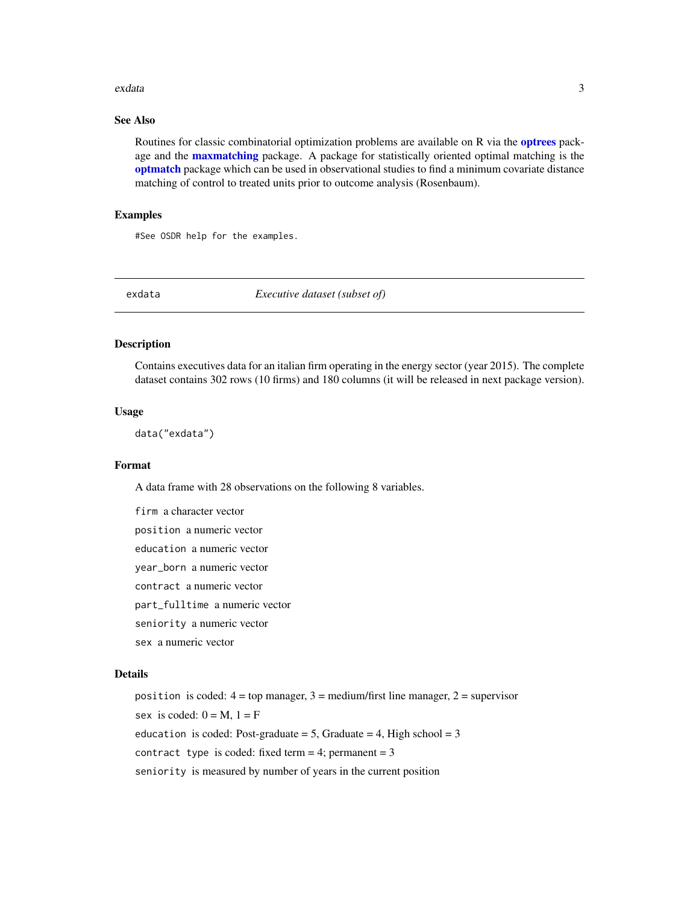## See Also

Routines for classic combinatorial optimization problems are available on R via the **optrees** package and the **maxmatching** package. A package for statistically oriented optimal matching is the **optmatch** package which can be used in observational studies to find a minimum covariate distance matching of control to treated units prior to outcome analysis (Rosenbaum).

## Examples

```
#See OSDR help for the examples.
```

---

# exdata — *Executive dataset (subset of)*

## Description

Contains executives data for an italian firm operating in the energy sector (year 2015). The complete dataset contains 302 rows (10 firms) and 180 columns (it will be released in next package version).

## Usage

```
data("exdata")
```

## Format

A data frame with 28 observations on the following 8 variables.

- `firm` a character vector
- `position` a numeric vector
- `education` a numeric vector
- `year_born` a numeric vector
- `contract` a numeric vector
- `part_fulltime` a numeric vector
- `seniority` a numeric vector
- `sex` a numeric vector

## Details

`position` is coded: 4 = top manager, 3 = medium/first line manager, 2 = supervisor

`sex` is coded: 0 = M, 1 = F

`education` is coded: Post-graduate = 5, Graduate = 4, High school = 3

`contract type` is coded: fixed term = 4; permanent = 3

`seniority` is measured by number of years in the current position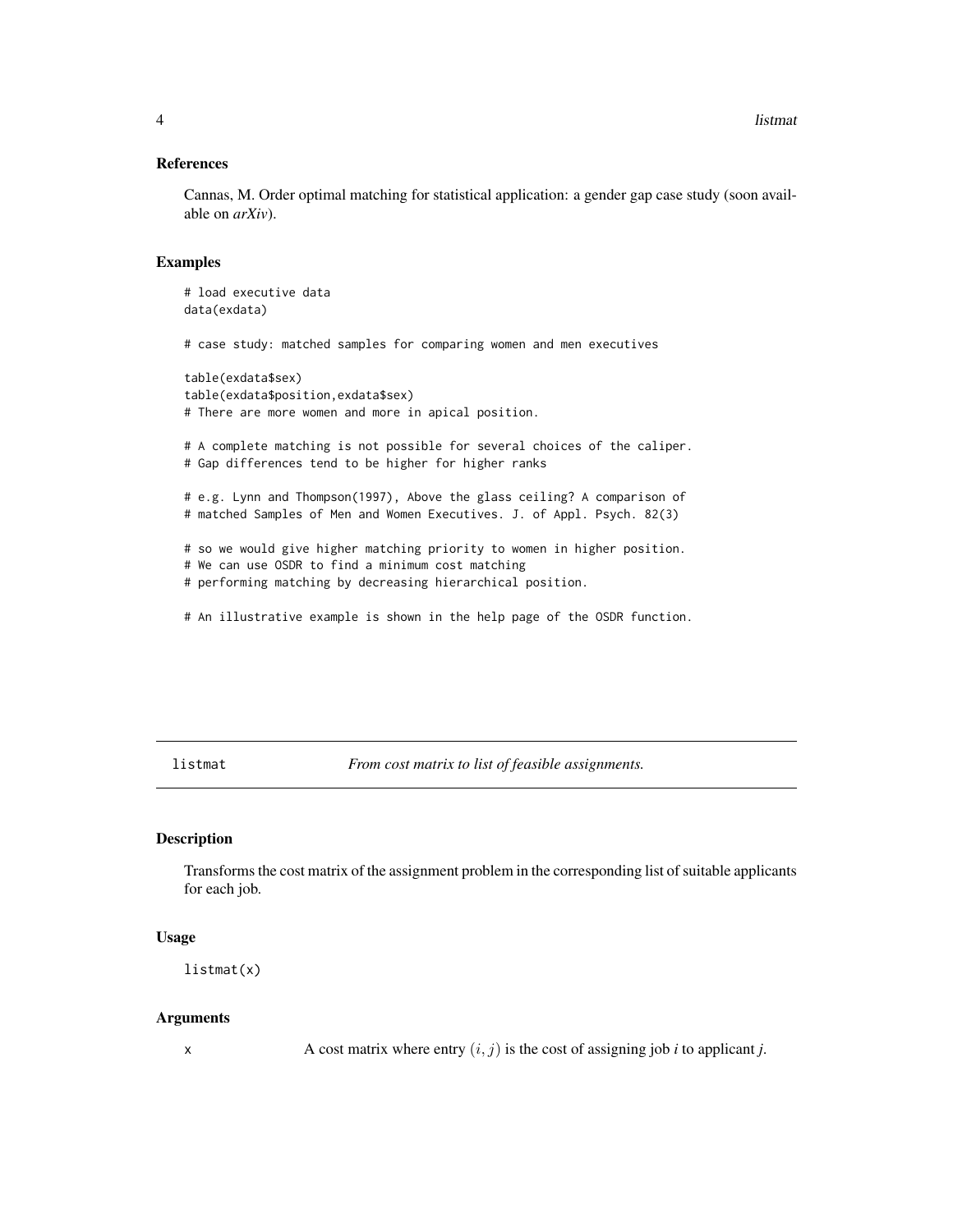## References

Cannas, M. Order optimal matching for statistical application: a gender gap case study (soon available on *arXiv*).

## Examples

```
# load executive data
data(exdata)

# case study: matched samples for comparing women and men executives

table(exdata$sex)
table(exdata$position,exdata$sex)
# There are more women and more in apical position.

# A complete matching is not possible for several choices of the caliper.
# Gap differences tend to be higher for higher ranks

# e.g. Lynn and Thompson(1997), Above the glass ceiling? A comparison of
# matched Samples of Men and Women Executives. J. of Appl. Psych. 82(3)

# so we would give higher matching priority to women in higher position.
# We can use OSDR to find a minimum cost matching
# performing matching by decreasing hierarchical position.

# An illustrative example is shown in the help page of the OSDR function.
```

---

`listmat` *From cost matrix to list of feasible assignments.*

---

## Description

Transforms the cost matrix of the assignment problem in the corresponding list of suitable applicants for each job.

## Usage

```
listmat(x)
```

## Arguments

| | |
|---|---|
| `x` | A cost matrix where entry $(i, j)$ is the cost of assigning job *i* to applicant *j*. |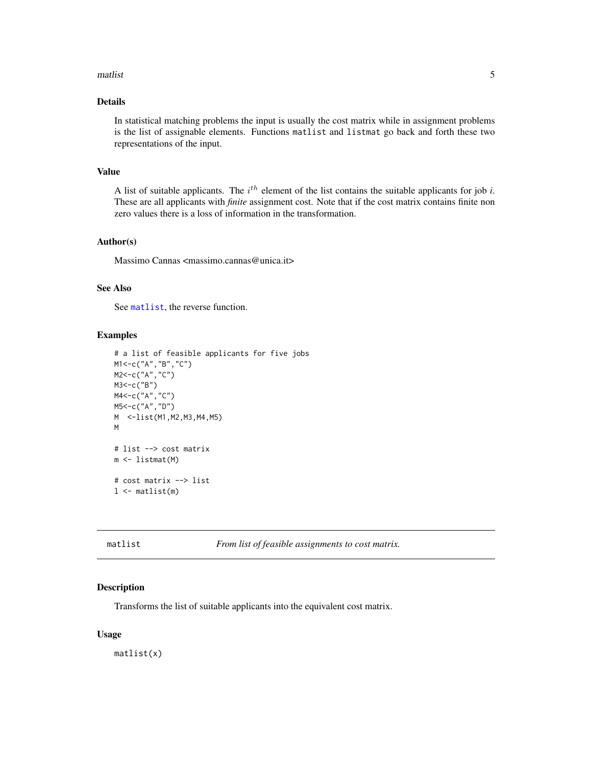## Details

In statistical matching problems the input is usually the cost matrix while in assignment problems is the list of assignable elements. Functions matlist and listmat go back and forth these two representations of the input.

## Value

A list of suitable applicants. The $i^{th}$ element of the list contains the suitable applicants for job *i*. These are all applicants with *finite* assignment cost. Note that if the cost matrix contains finite non zero values there is a loss of information in the transformation.

## Author(s)

Massimo Cannas <massimo.cannas@unica.it>

## See Also

See matlist, the reverse function.

## Examples

```
# a list of feasible applicants for five jobs
M1<-c("A","B","C")
M2<-c("A","C")
M3<-c("B")
M4<-c("A","C")
M5<-c("A","D")
M  <-list(M1,M2,M3,M4,M5)
M

# list --> cost matrix
m <- listmat(M)

# cost matrix --> list
l <- matlist(m)
```

---

# matlist — *From list of feasible assignments to cost matrix.*

## Description

Transforms the list of suitable applicants into the equivalent cost matrix.

## Usage

```
matlist(x)
```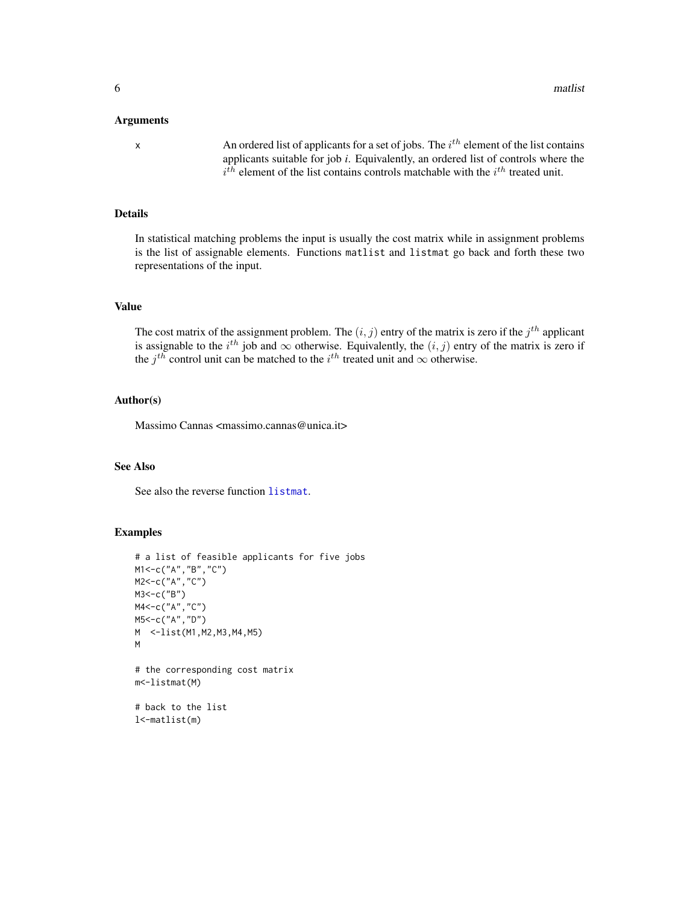### Arguments

x An ordered list of applicants for a set of jobs. The $i^{th}$ element of the list contains applicants suitable for job $i$. Equivalently, an ordered list of controls where the $i^{th}$ element of the list contains controls matchable with the $i^{th}$ treated unit.

### Details

In statistical matching problems the input is usually the cost matrix while in assignment problems is the list of assignable elements. Functions matlist and listmat go back and forth these two representations of the input.

### Value

The cost matrix of the assignment problem. The $(i, j)$ entry of the matrix is zero if the $j^{th}$ applicant is assignable to the $i^{th}$ job and $\infty$ otherwise. Equivalently, the $(i, j)$ entry of the matrix is zero if the $j^{th}$ control unit can be matched to the $i^{th}$ treated unit and $\infty$ otherwise.

### Author(s)

Massimo Cannas <massimo.cannas@unica.it>

### See Also

See also the reverse function listmat.

### Examples

```
# a list of feasible applicants for five jobs
M1<-c("A","B","C")
M2<-c("A","C")
M3<-c("B")
M4<-c("A","C")
M5<-c("A","D")
M  <-list(M1,M2,M3,M4,M5)
M

# the corresponding cost matrix
m<-listmat(M)

# back to the list
l<-matlist(m)
```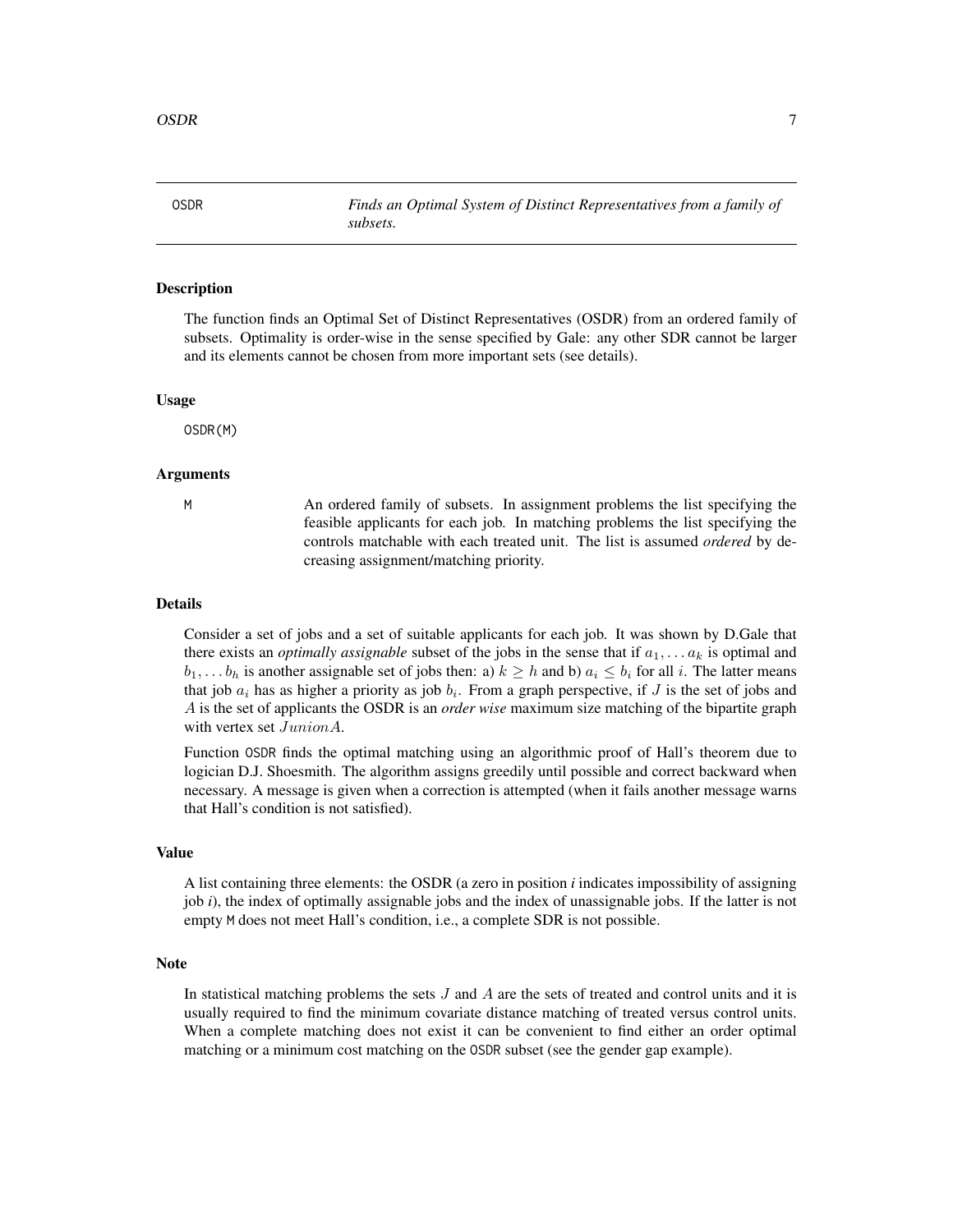# OSDR

*Finds an Optimal System of Distinct Representatives from a family of subsets.*

## Description

The function finds an Optimal Set of Distinct Representatives (OSDR) from an ordered family of subsets. Optimality is order-wise in the sense specified by Gale: any other SDR cannot be larger and its elements cannot be chosen from more important sets (see details).

## Usage

```
OSDR(M)
```

## Arguments

M — An ordered family of subsets. In assignment problems the list specifying the feasible applicants for each job. In matching problems the list specifying the controls matchable with each treated unit. The list is assumed *ordered* by decreasing assignment/matching priority.

## Details

Consider a set of jobs and a set of suitable applicants for each job. It was shown by D.Gale that there exists an *optimally assignable* subset of the jobs in the sense that if $a_1, \ldots a_k$ is optimal and $b_1, \ldots b_h$ is another assignable set of jobs then: a) $k \geq h$ and b) $a_i \leq b_i$ for all $i$. The latter means that job $a_i$ has as higher a priority as job $b_i$. From a graph perspective, if $J$ is the set of jobs and $A$ is the set of applicants the OSDR is an *order wise* maximum size matching of the bipartite graph with vertex set $JunionA$.

Function OSDR finds the optimal matching using an algorithmic proof of Hall's theorem due to logician D.J. Shoesmith. The algorithm assigns greedily until possible and correct backward when necessary. A message is given when a correction is attempted (when it fails another message warns that Hall's condition is not satisfied).

## Value

A list containing three elements: the OSDR (a zero in position *i* indicates impossibility of assigning job *i*), the index of optimally assignable jobs and the index of unassignable jobs. If the latter is not empty M does not meet Hall's condition, i.e., a complete SDR is not possible.

## Note

In statistical matching problems the sets $J$ and $A$ are the sets of treated and control units and it is usually required to find the minimum covariate distance matching of treated versus control units. When a complete matching does not exist it can be convenient to find either an order optimal matching or a minimum cost matching on the OSDR subset (see the gender gap example).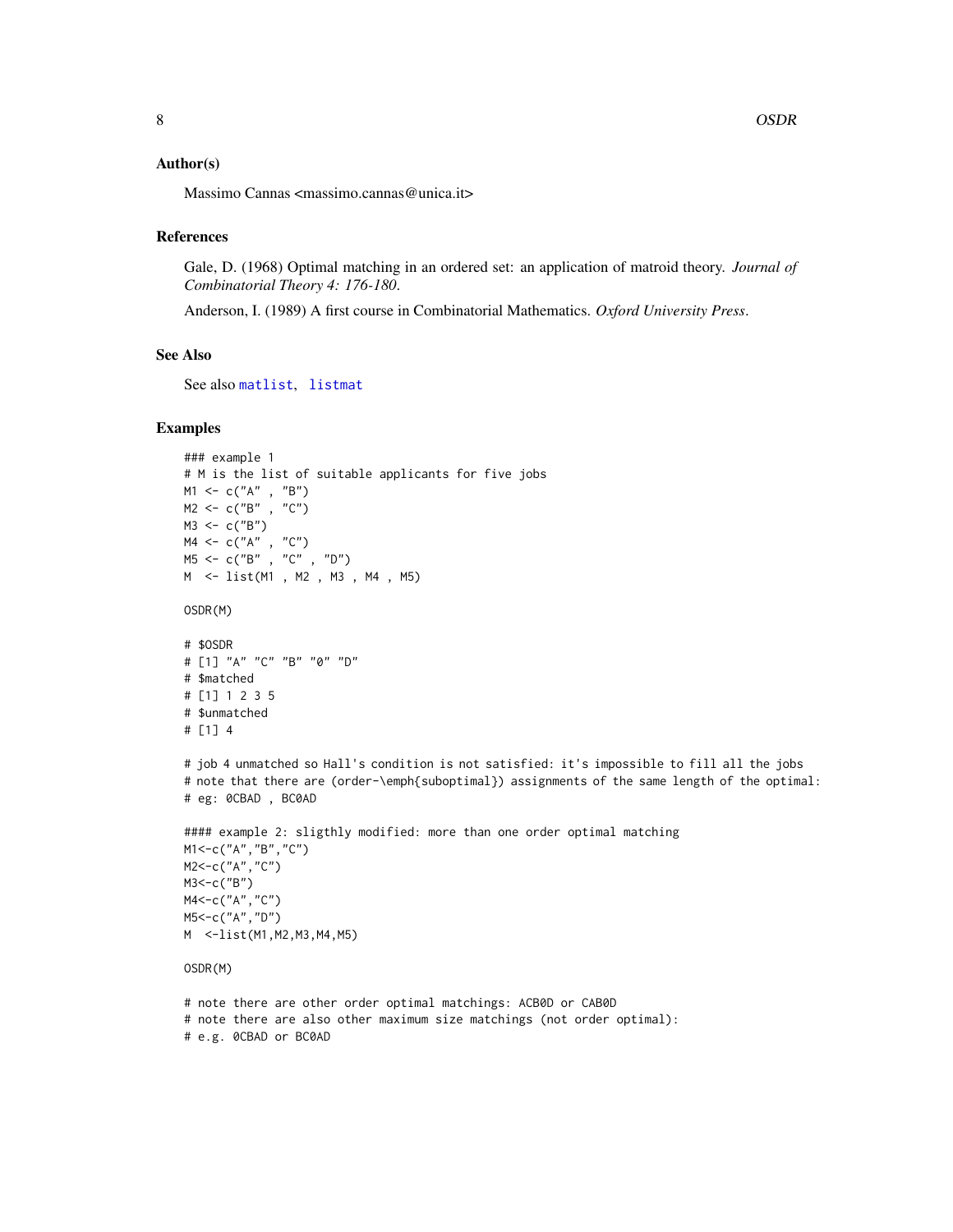## Author(s)

Massimo Cannas <massimo.cannas@unica.it>

## References

Gale, D. (1968) Optimal matching in an ordered set: an application of matroid theory. *Journal of Combinatorial Theory 4: 176-180*.

Anderson, I. (1989) A first course in Combinatorial Mathematics. *Oxford University Press*.

## See Also

See also matlist, listmat

## Examples

```
### example 1
# M is the list of suitable applicants for five jobs
M1 <- c("A" , "B")
M2 <- c("B" , "C")
M3 <- c("B")
M4 <- c("A" , "C")
M5 <- c("B" , "C" , "D")
M  <- list(M1 , M2 , M3 , M4 , M5)

OSDR(M)

# $OSDR
# [1] "A" "C" "B" "0" "D"
# $matched
# [1] 1 2 3 5
# $unmatched
# [1] 4

# job 4 unmatched so Hall's condition is not satisfied: it's impossible to fill all the jobs
# note that there are (order-\emph{suboptimal}) assignments of the same length of the optimal:
# eg: 0CBAD , BC0AD

#### example 2: sligthly modified: more than one order optimal matching
M1<-c("A","B","C")
M2<-c("A","C")
M3<-c("B")
M4<-c("A","C")
M5<-c("A","D")
M  <-list(M1,M2,M3,M4,M5)

OSDR(M)

# note there are other order optimal matchings: ACB0D or CAB0D
# note there are also other maximum size matchings (not order optimal):
# e.g. 0CBAD or BC0AD
```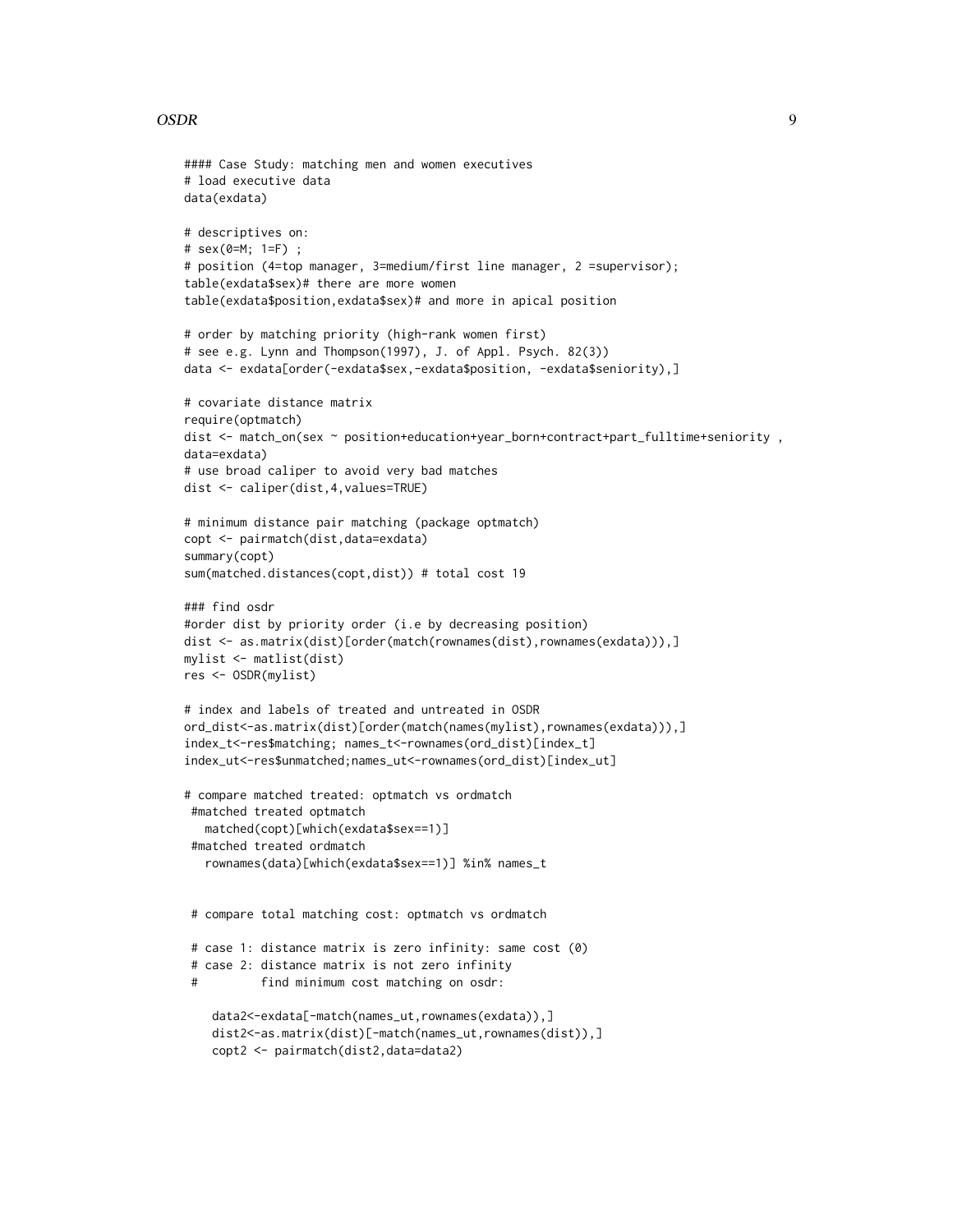```
#### Case Study: matching men and women executives
# load executive data
data(exdata)

# descriptives on:
# sex(0=M; 1=F) ;
# position (4=top manager, 3=medium/first line manager, 2 =supervisor);
table(exdata$sex)# there are more women
table(exdata$position,exdata$sex)# and more in apical position

# order by matching priority (high-rank women first)
# see e.g. Lynn and Thompson(1997), J. of Appl. Psych. 82(3))
data <- exdata[order(-exdata$sex,-exdata$position, -exdata$seniority),]

# covariate distance matrix
require(optmatch)
dist <- match_on(sex ~ position+education+year_born+contract+part_fulltime+seniority ,
data=exdata)
# use broad caliper to avoid very bad matches
dist <- caliper(dist,4,values=TRUE)

# minimum distance pair matching (package optmatch)
copt <- pairmatch(dist,data=exdata)
summary(copt)
sum(matched.distances(copt,dist)) # total cost 19

### find osdr
#order dist by priority order (i.e by decreasing position)
dist <- as.matrix(dist)[order(match(rownames(dist),rownames(exdata))),]
mylist <- matlist(dist)
res <- OSDR(mylist)

# index and labels of treated and untreated in OSDR
ord_dist<-as.matrix(dist)[order(match(names(mylist),rownames(exdata))),]
index_t<-res$matching; names_t<-rownames(ord_dist)[index_t]
index_ut<-res$unmatched;names_ut<-rownames(ord_dist)[index_ut]

# compare matched treated: optmatch vs ordmatch
 #matched treated optmatch
   matched(copt)[which(exdata$sex==1)]
 #matched treated ordmatch
   rownames(data)[which(exdata$sex==1)] %in% names_t


 # compare total matching cost: optmatch vs ordmatch

 # case 1: distance matrix is zero infinity: same cost (0)
 # case 2: distance matrix is not zero infinity
 #         find minimum cost matching on osdr:

    data2<-exdata[-match(names_ut,rownames(exdata)),]
    dist2<-as.matrix(dist)[-match(names_ut,rownames(dist)),]
    copt2 <- pairmatch(dist2,data=data2)
```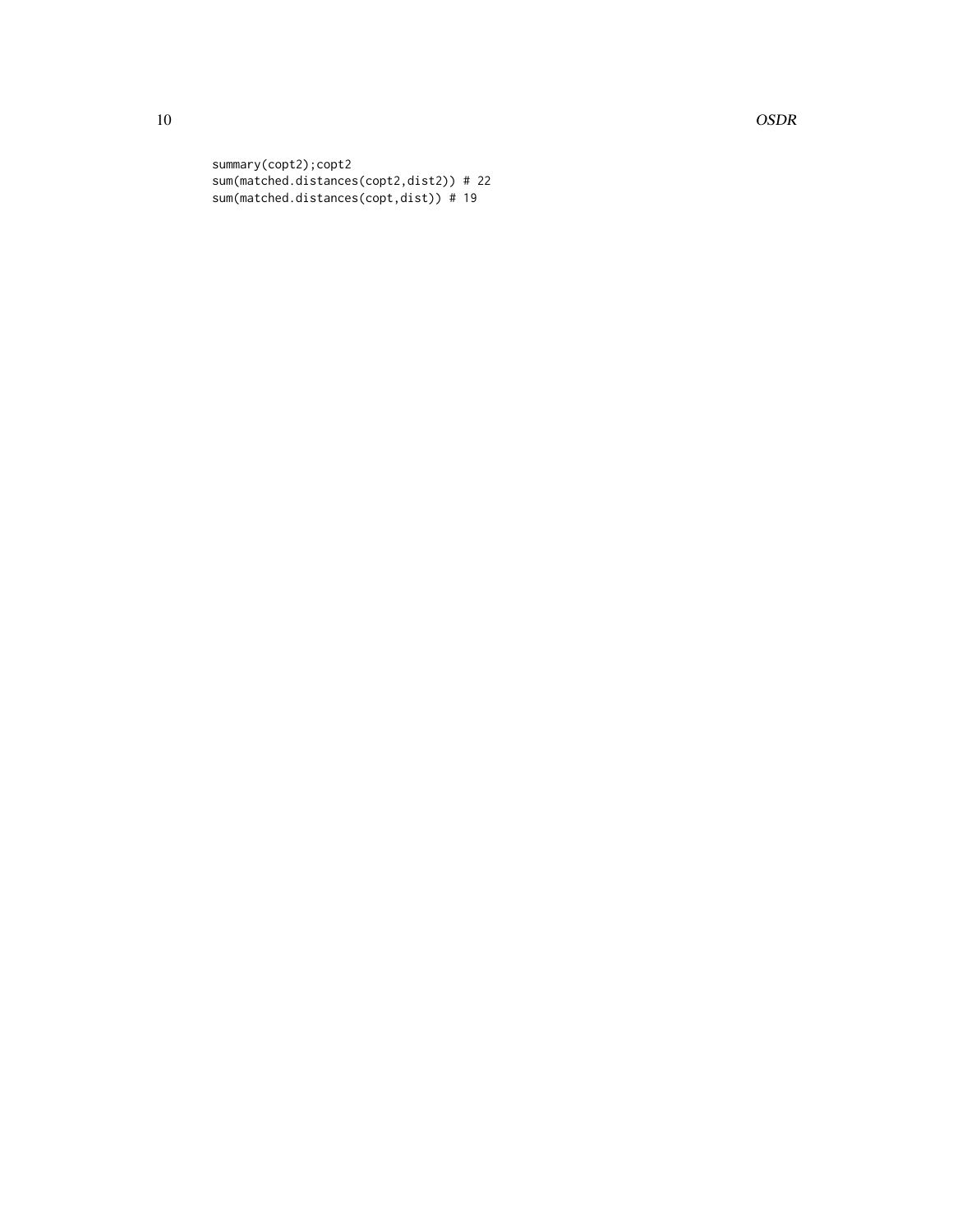```
summary(copt2);copt2
sum(matched.distances(copt2,dist2)) # 22
sum(matched.distances(copt,dist)) # 19
```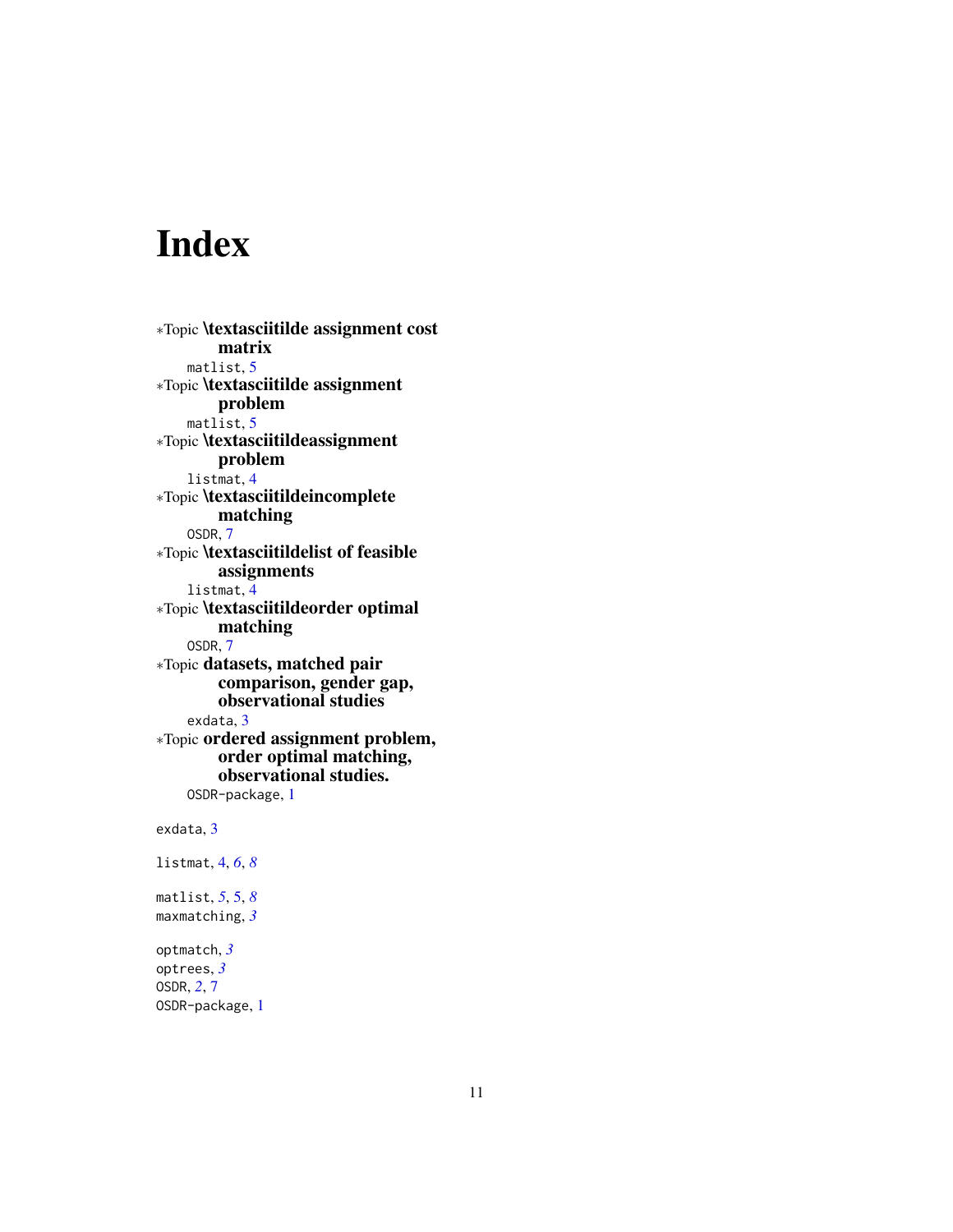# Index

∗Topic **\textasciitilde assignment cost matrix**
  matlist, 5

∗Topic **\textasciitilde assignment problem**
  matlist, 5

∗Topic **\textasciitildeassignment problem**
  listmat, 4

∗Topic **\textasciitildeincomplete matching**
  OSDR, 7

∗Topic **\textasciitildelist of feasible assignments**
  listmat, 4

∗Topic **\textasciitildeorder optimal matching**
  OSDR, 7

∗Topic **datasets, matched pair comparison, gender gap, observational studies**
  exdata, 3

∗Topic **ordered assignment problem, order optimal matching, observational studies.**
  OSDR-package, 1

exdata, 3

listmat, 4, *6*, *8*

matlist, *5*, 5, *8*
maxmatching, *3*

optmatch, *3*
optrees, *3*
OSDR, *2*, 7
OSDR-package, 1